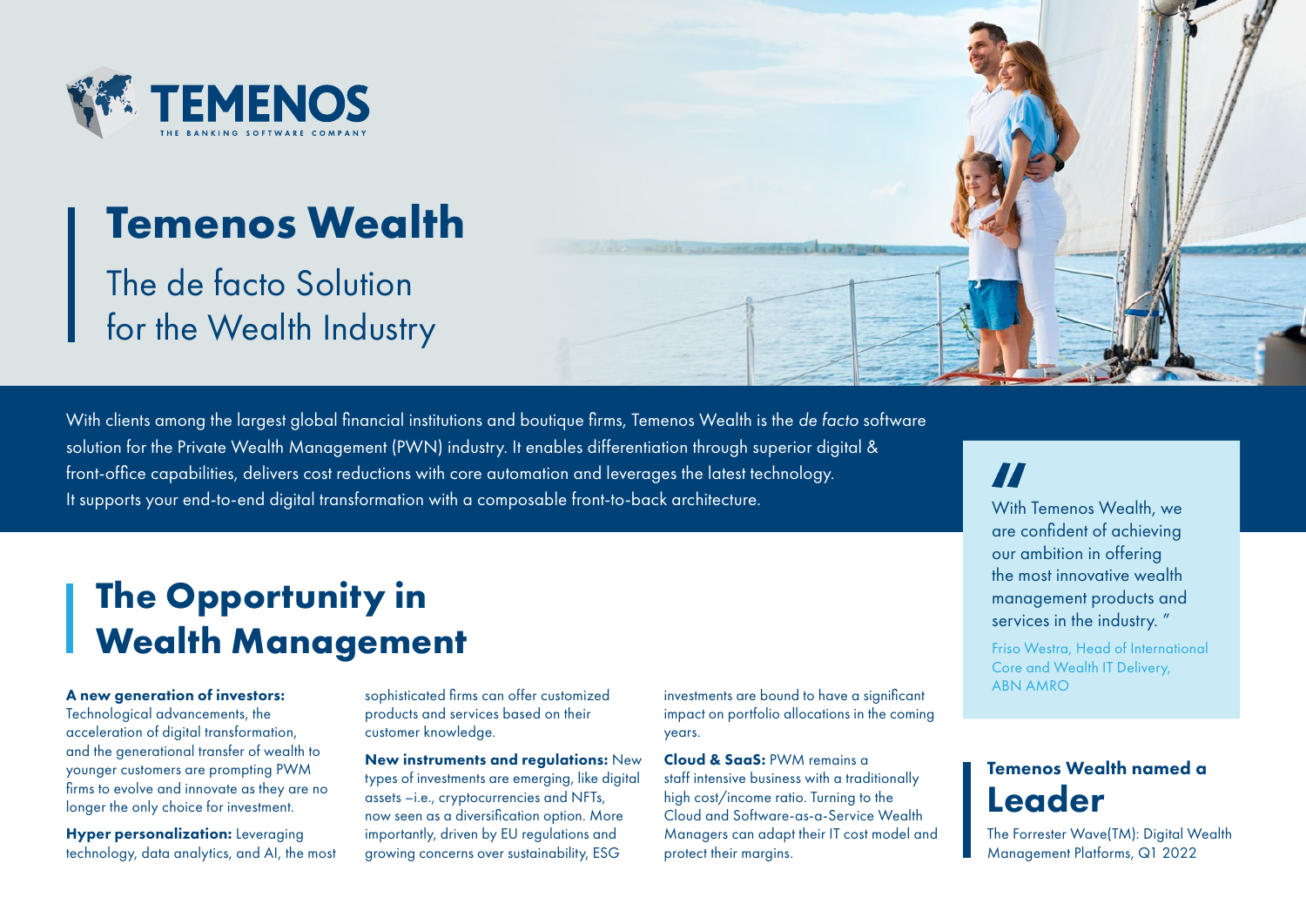TEMENOS

THE BANKING SOFTWARE COMPANY

# Temenos Wealth

The de facto Solution for the Wealth Industry

With clients among the largest global financial institutions and boutique firms, Temenos Wealth is the *de facto* software solution for the Private Wealth Management (PWN) industry. It enables differentiation through superior digital & front-office capabilities, delivers cost reductions with core automation and leverages the latest technology. It supports your end-to-end digital transformation with a composable front-to-back architecture.

> With Temenos Wealth, we are confident of achieving our ambition in offering the most innovative wealth management products and services in the industry. "
>
> Friso Westra, Head of International Core and Wealth IT Delivery, ABN AMRO

## The Opportunity in Wealth Management

**A new generation of investors:** Technological advancements, the acceleration of digital transformation, and the generational transfer of wealth to younger customers are prompting PWM firms to evolve and innovate as they are no longer the only choice for investment.

**Hyper personalization:** Leveraging technology, data analytics, and AI, the most sophisticated firms can offer customized products and services based on their customer knowledge.

**New instruments and regulations:** New types of investments are emerging, like digital assets –i.e., cryptocurrencies and NFTs, now seen as a diversification option. More importantly, driven by EU regulations and growing concerns over sustainability, ESG investments are bound to have a significant impact on portfolio allocations in the coming years.

**Cloud & SaaS:** PWM remains a staff intensive business with a traditionally high cost/income ratio. Turning to the Cloud and Software-as-a-Service Wealth Managers can adapt their IT cost model and protect their margins.

### Temenos Wealth named a Leader

The Forrester Wave(TM): Digital Wealth Management Platforms, Q1 2022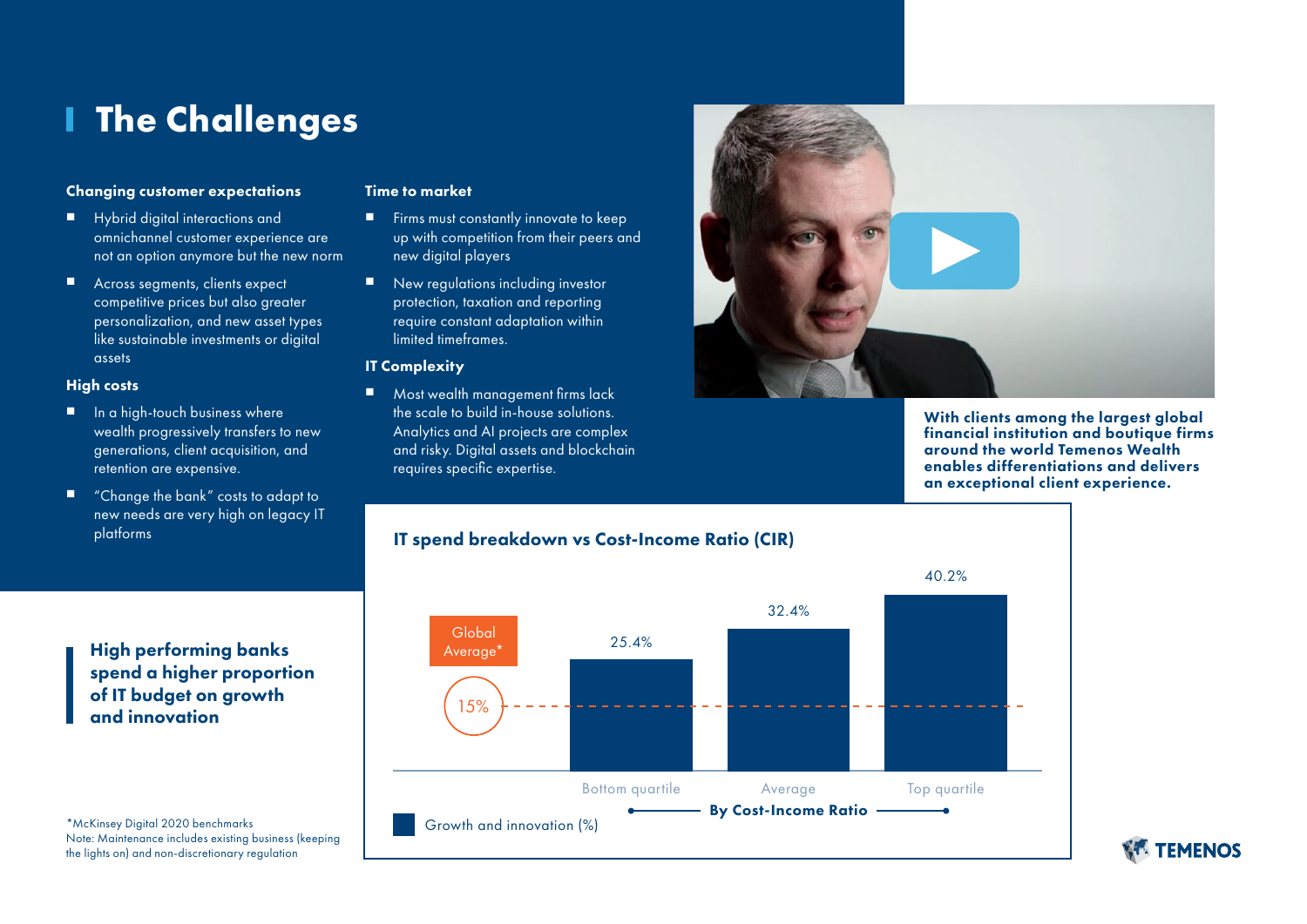# The Challenges

### Changing customer expectations

- Hybrid digital interactions and omnichannel customer experience are not an option anymore but the new norm
- Across segments, clients expect competitive prices but also greater personalization, and new asset types like sustainable investments or digital assets

### High costs

- In a high-touch business where wealth progressively transfers to new generations, client acquisition, and retention are expensive.
- "Change the bank" costs to adapt to new needs are very high on legacy IT platforms

### Time to market

- Firms must constantly innovate to keep up with competition from their peers and new digital players
- New regulations including investor protection, taxation and reporting require constant adaptation within limited timeframes.

### IT Complexity

- Most wealth management firms lack the scale to build in-house solutions. Analytics and AI projects are complex and risky. Digital assets and blockchain requires specific expertise.

**With clients among the largest global financial institution and boutique firms around the world Temenos Wealth enables differentiations and delivers an exceptional client experience.**

**High performing banks spend a higher proportion of IT budget on growth and innovation**

### IT spend breakdown vs Cost-Income Ratio (CIR)

Growth and innovation (%), by Cost-Income Ratio:

| | Bottom quartile | Average | Top quartile |
| --- | --- | --- | --- |
| Growth and innovation (%) | 25.4% | 32.4% | 40.2% |

Global Average*: 15%

*McKinsey Digital 2020 benchmarks
Note: Maintenance includes existing business (keeping the lights on) and non-discretionary regulation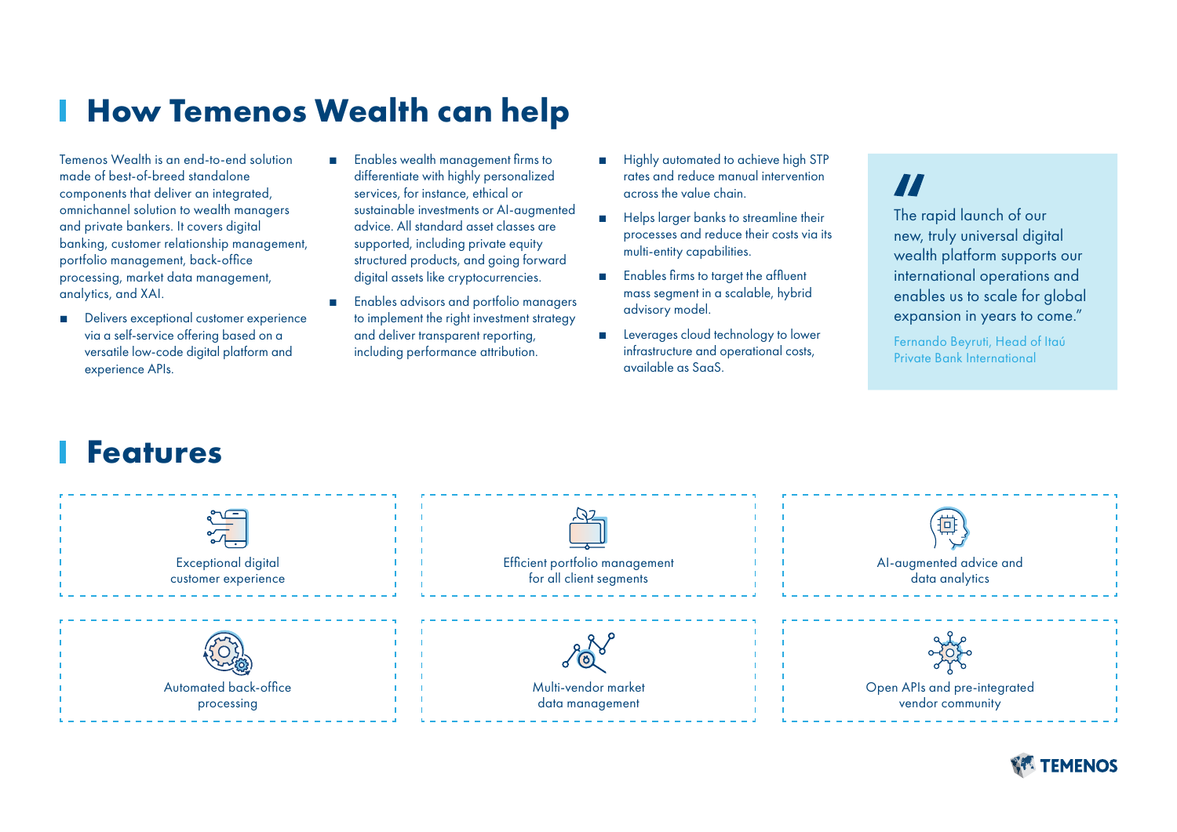# How Temenos Wealth can help

Temenos Wealth is an end-to-end solution made of best-of-breed standalone components that deliver an integrated, omnichannel solution to wealth managers and private bankers. It covers digital banking, customer relationship management, portfolio management, back-office processing, market data management, analytics, and XAI.

- Delivers exceptional customer experience via a self-service offering based on a versatile low-code digital platform and experience APIs.
- Enables wealth management firms to differentiate with highly personalized services, for instance, ethical or sustainable investments or AI-augmented advice. All standard asset classes are supported, including private equity structured products, and going forward digital assets like cryptocurrencies.
- Enables advisors and portfolio managers to implement the right investment strategy and deliver transparent reporting, including performance attribution.
- Highly automated to achieve high STP rates and reduce manual intervention across the value chain.
- Helps larger banks to streamline their processes and reduce their costs via its multi-entity capabilities.
- Enables firms to target the affluent mass segment in a scalable, hybrid advisory model.
- Leverages cloud technology to lower infrastructure and operational costs, available as SaaS.

> "The rapid launch of our new, truly universal digital wealth platform supports our international operations and enables us to scale for global expansion in years to come."
>
> Fernando Beyruti, Head of Itaú Private Bank International

# Features

- Exceptional digital customer experience
- Efficient portfolio management for all client segments
- AI-augmented advice and data analytics
- Automated back-office processing
- Multi-vendor market data management
- Open APIs and pre-integrated vendor community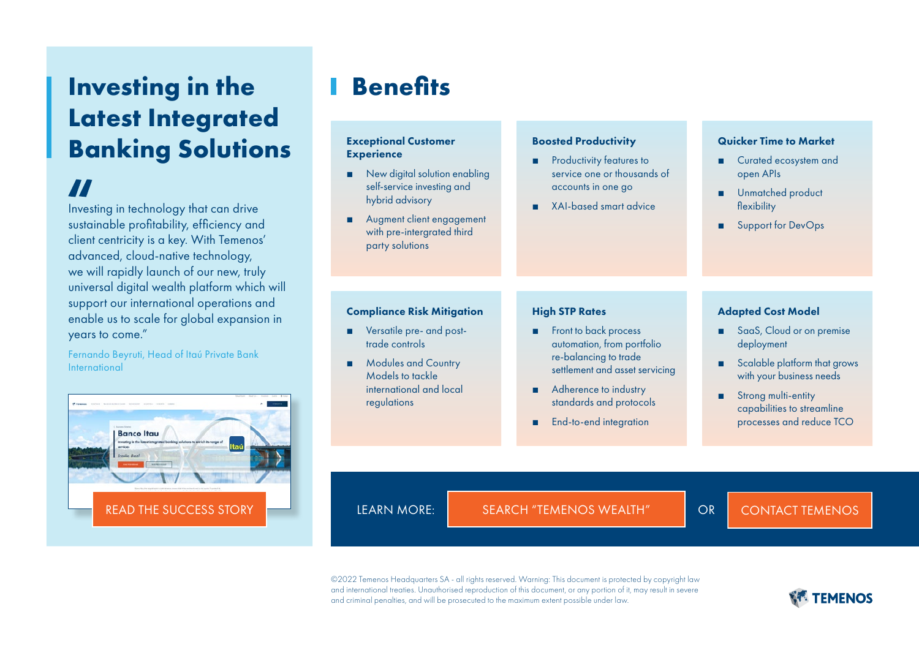# Investing in the Latest Integrated Banking Solutions

"Investing in technology that can drive sustainable profitability, efficiency and client centricity is a key. With Temenos' advanced, cloud-native technology, we will rapidly launch of our new, truly universal digital wealth platform which will support our international operations and enable us to scale for global expansion in years to come."

Fernando Beyruti, Head of Itaú Private Bank International

READ THE SUCCESS STORY

# Benefits

### Exceptional Customer Experience

- New digital solution enabling self-service investing and hybrid advisory
- Augment client engagement with pre-intergrated third party solutions

### Boosted Productivity

- Productivity features to service one or thousands of accounts in one go
- XAI-based smart advice

### Quicker Time to Market

- Curated ecosystem and open APIs
- Unmatched product flexibility
- Support for DevOps

### Compliance Risk Mitigation

- Versatile pre- and post-trade controls
- Modules and Country Models to tackle international and local regulations

### High STP Rates

- Front to back process automation, from portfolio re-balancing to trade settlement and asset servicing
- Adherence to industry standards and protocols
- End-to-end integration

### Adapted Cost Model

- SaaS, Cloud or on premise deployment
- Scalable platform that grows with your business needs
- Strong multi-entity capabilities to streamline processes and reduce TCO

LEARN MORE: SEARCH "TEMENOS WEALTH" OR CONTACT TEMENOS

©2022 Temenos Headquarters SA - all rights reserved. Warning: This document is protected by copyright law and international treaties. Unauthorised reproduction of this document, or any portion of it, may result in severe and criminal penalties, and will be prosecuted to the maximum extent possible under law.

TEMENOS